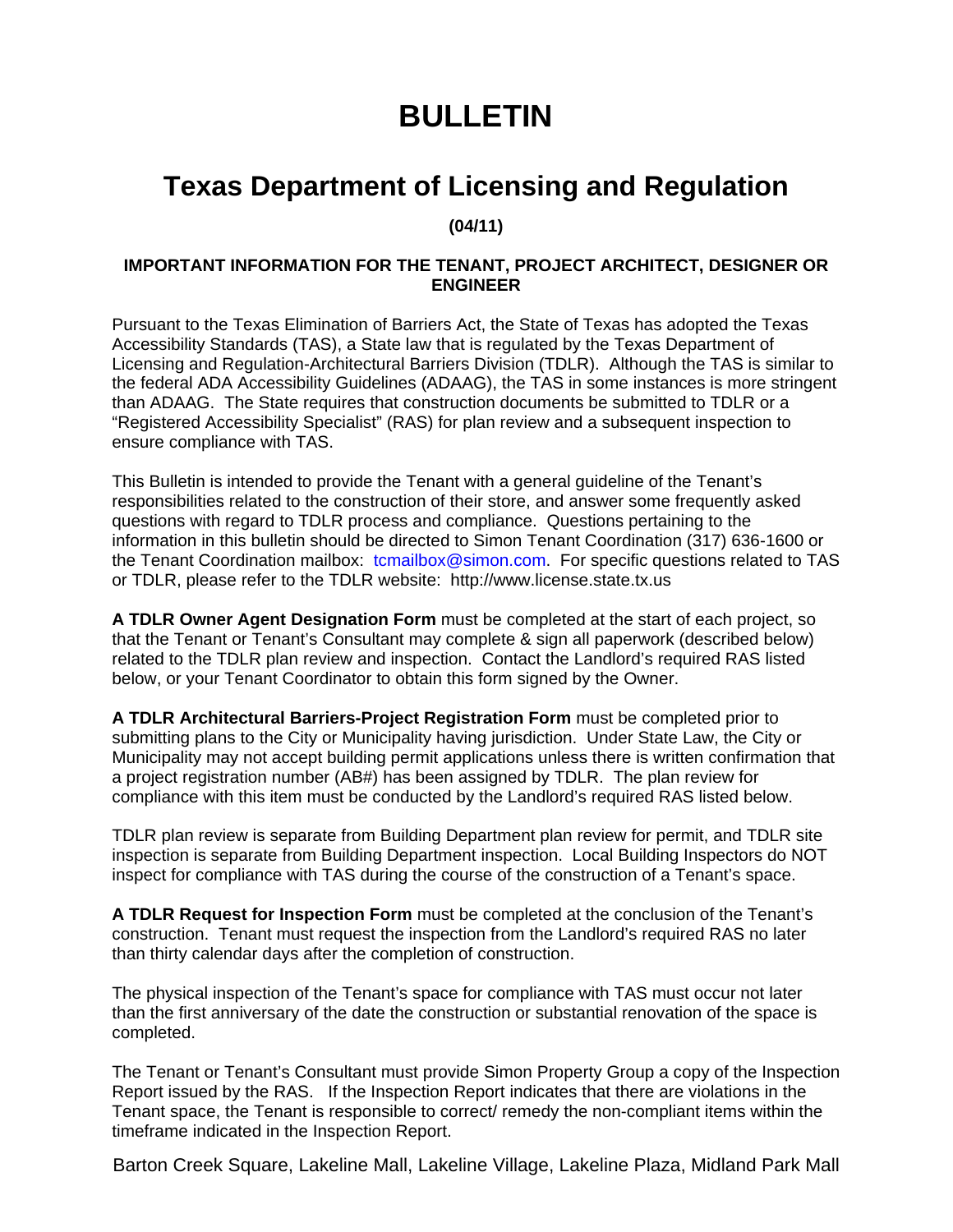# BULLETIN

## Texas Department of Licensing and Regulation

**(04/11)**

**IMPORTANT INFORMATION FOR THE TENANT, PROJECT ARCHITECT, DESIGNER OR ENGINEER**

Pursuant to the Texas Elimination of Barriers Act, the State of Texas has adopted the Texas Accessibility Standards (TAS), a State law that is regulated by the Texas Department of Licensing and Regulation-Architectural Barriers Division (TDLR). Although the TAS is similar to the federal ADA Accessibility Guidelines (ADAAG), the TAS in some instances is more stringent than ADAAG. The State requires that construction documents be submitted to TDLR or a "Registered Accessibility Specialist" (RAS) for plan review and a subsequent inspection to ensure compliance with TAS.

This Bulletin is intended to provide the Tenant with a general guideline of the Tenant's responsibilities related to the construction of their store, and answer some frequently asked questions with regard to TDLR process and compliance. Questions pertaining to the information in this bulletin should be directed to Simon Tenant Coordination (317) 636-1600 or the Tenant Coordination mailbox: tcmailbox@simon.com. For specific questions related to TAS or TDLR, please refer to the TDLR website: http://www.license.state.tx.us

**A TDLR Owner Agent Designation Form** must be completed at the start of each project, so that the Tenant or Tenant's Consultant may complete & sign all paperwork (described below) related to the TDLR plan review and inspection. Contact the Landlord's required RAS listed below, or your Tenant Coordinator to obtain this form signed by the Owner.

**A TDLR Architectural Barriers-Project Registration Form** must be completed prior to submitting plans to the City or Municipality having jurisdiction. Under State Law, the City or Municipality may not accept building permit applications unless there is written confirmation that a project registration number (AB#) has been assigned by TDLR. The plan review for compliance with this item must be conducted by the Landlord's required RAS listed below.

TDLR plan review is separate from Building Department plan review for permit, and TDLR site inspection is separate from Building Department inspection. Local Building Inspectors do NOT inspect for compliance with TAS during the course of the construction of a Tenant's space.

**A TDLR Request for Inspection Form** must be completed at the conclusion of the Tenant's construction. Tenant must request the inspection from the Landlord's required RAS no later than thirty calendar days after the completion of construction.

The physical inspection of the Tenant's space for compliance with TAS must occur not later than the first anniversary of the date the construction or substantial renovation of the space is completed.

The Tenant or Tenant's Consultant must provide Simon Property Group a copy of the Inspection Report issued by the RAS. If the Inspection Report indicates that there are violations in the Tenant space, the Tenant is responsible to correct/ remedy the non-compliant items within the timeframe indicated in the Inspection Report.

Barton Creek Square, Lakeline Mall, Lakeline Village, Lakeline Plaza, Midland Park Mall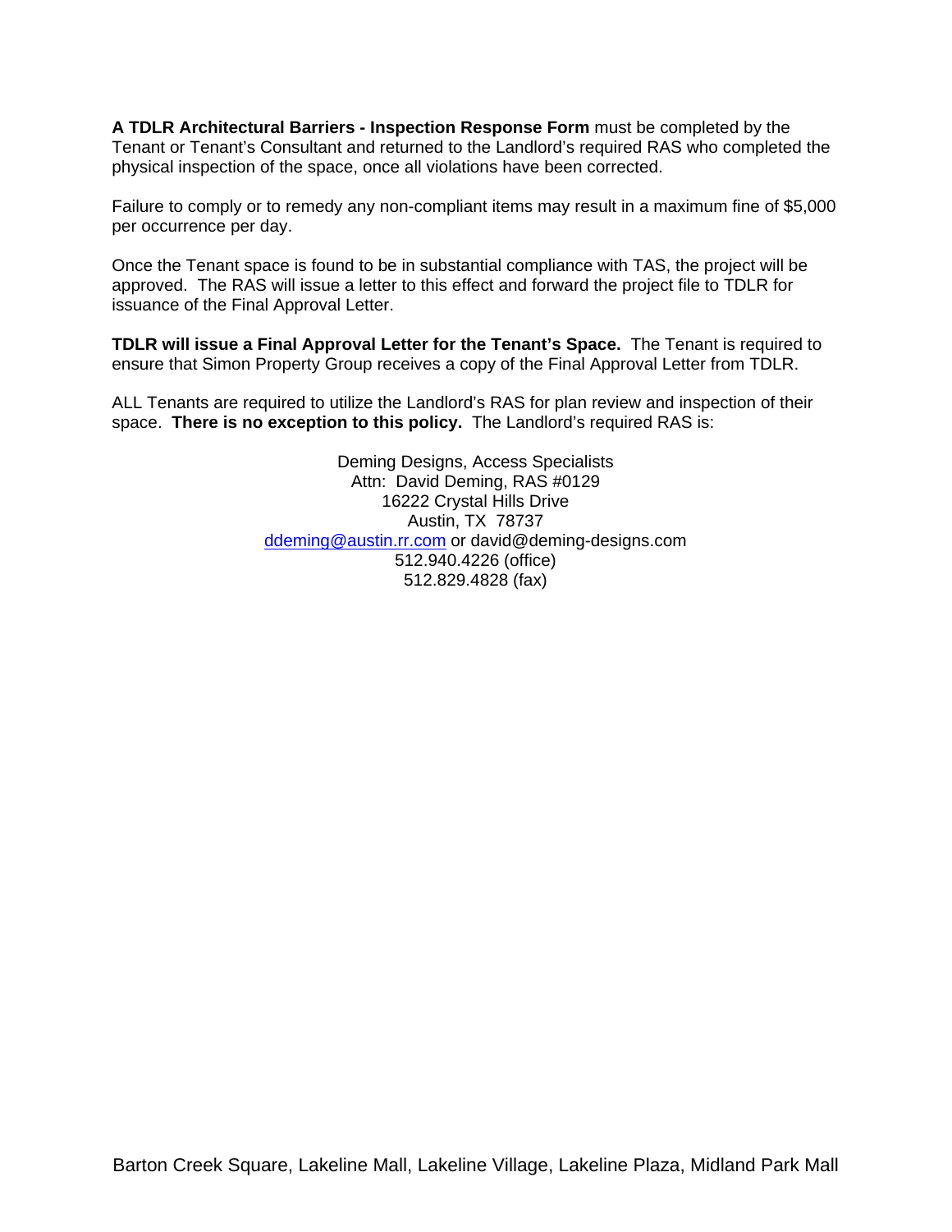**A TDLR Architectural Barriers - Inspection Response Form** must be completed by the Tenant or Tenant's Consultant and returned to the Landlord's required RAS who completed the physical inspection of the space, once all violations have been corrected.

Failure to comply or to remedy any non-compliant items may result in a maximum fine of $5,000 per occurrence per day.

Once the Tenant space is found to be in substantial compliance with TAS, the project will be approved. The RAS will issue a letter to this effect and forward the project file to TDLR for issuance of the Final Approval Letter.

**TDLR will issue a Final Approval Letter for the Tenant's Space.** The Tenant is required to ensure that Simon Property Group receives a copy of the Final Approval Letter from TDLR.

ALL Tenants are required to utilize the Landlord's RAS for plan review and inspection of their space. **There is no exception to this policy.** The Landlord's required RAS is:

Deming Designs, Access Specialists
Attn: David Deming, RAS #0129
16222 Crystal Hills Drive
Austin, TX 78737
ddeming@austin.rr.com or david@deming-designs.com
512.940.4226 (office)
512.829.4828 (fax)